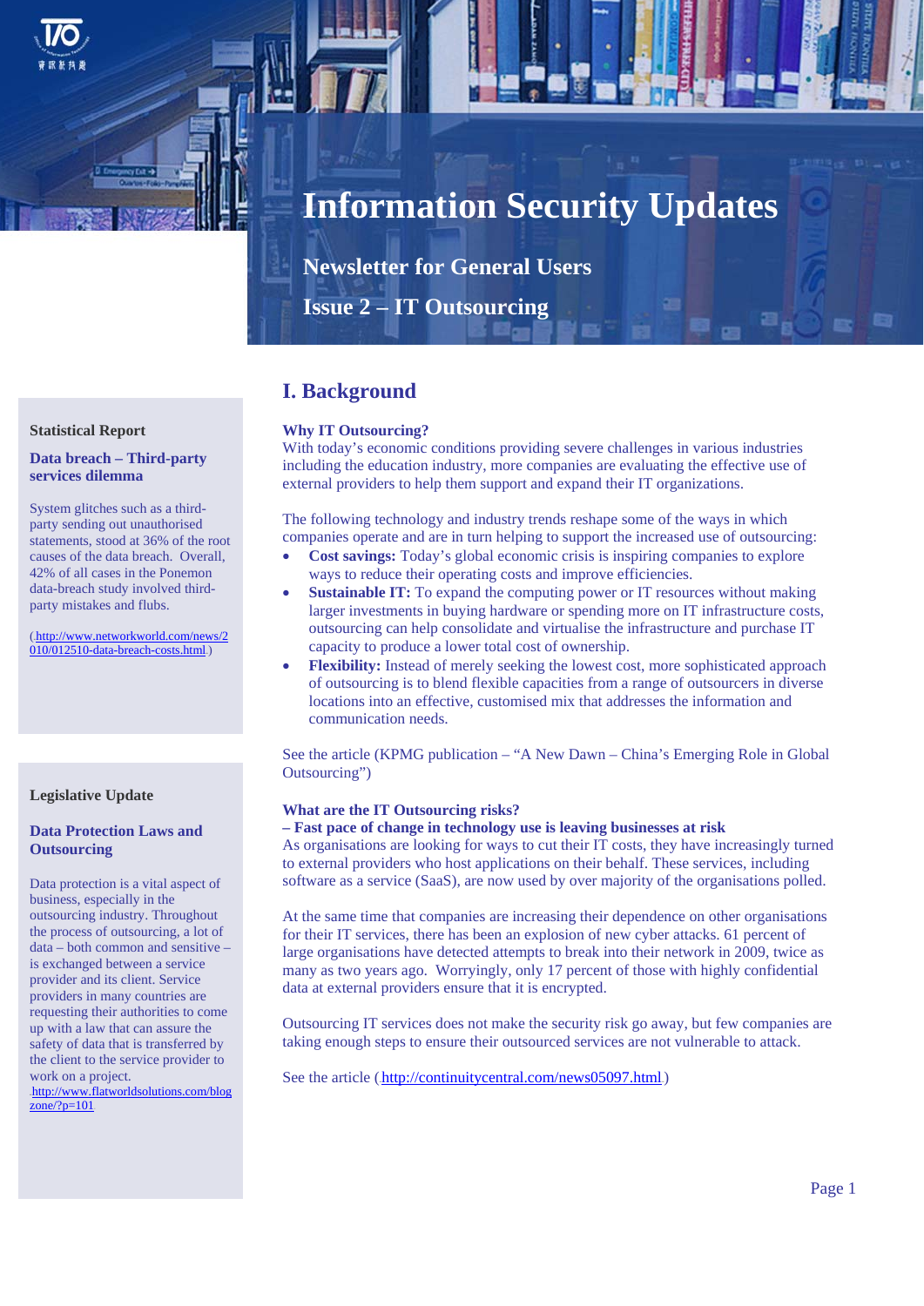# Information Security Updates

## Newsletter for General Users

## Issue 2 – IT Outsourcing

## I. Background

### Why IT Outsourcing?

With today's economic conditions providing severe challenges in various industries including the education industry, more companies are evaluating the effective use of external providers to help them support and expand their IT organizations.

The following technology and industry trends reshape some of the ways in which companies operate and are in turn helping to support the increased use of outsourcing:

- **Cost savings:** Today's global economic crisis is inspiring companies to explore ways to reduce their operating costs and improve efficiencies.
- **Sustainable IT:** To expand the computing power or IT resources without making larger investments in buying hardware or spending more on IT infrastructure costs, outsourcing can help consolidate and virtualise the infrastructure and purchase IT capacity to produce a lower total cost of ownership.
- **Flexibility:** Instead of merely seeking the lowest cost, more sophisticated approach of outsourcing is to blend flexible capacities from a range of outsourcers in diverse locations into an effective, customised mix that addresses the information and communication needs.

See the article (KPMG publication – "A New Dawn – China's Emerging Role in Global Outsourcing")

### What are the IT Outsourcing risks?

**– Fast pace of change in technology use is leaving businesses at risk**

As organisations are looking for ways to cut their IT costs, they have increasingly turned to external providers who host applications on their behalf. These services, including software as a service (SaaS), are now used by over majority of the organisations polled.

At the same time that companies are increasing their dependence on other organisations for their IT services, there has been an explosion of new cyber attacks. 61 percent of large organisations have detected attempts to break into their network in 2009, twice as many as two years ago. Worryingly, only 17 percent of those with highly confidential data at external providers ensure that it is encrypted.

Outsourcing IT services does not make the security risk go away, but few companies are taking enough steps to ensure their outsourced services are not vulnerable to attack.

See the article (http://continuitycentral.com/news05097.html)

---

**Statistical Report**

**Data breach – Third-party services dilemma**

System glitches such as a third-party sending out unauthorised statements, stood at 36% of the root causes of the data breach. Overall, 42% of all cases in the Ponemon data-breach study involved third-party mistakes and flubs.

(http://www.networkworld.com/news/2010/012510-data-breach-costs.html)

---

**Legislative Update**

**Data Protection Laws and Outsourcing**

Data protection is a vital aspect of business, especially in the outsourcing industry. Throughout the process of outsourcing, a lot of data – both common and sensitive – is exchanged between a service provider and its client. Service providers in many countries are requesting their authorities to come up with a law that can assure the safety of data that is transferred by the client to the service provider to work on a project.
http://www.flatworldsolutions.com/blogzone/?p=101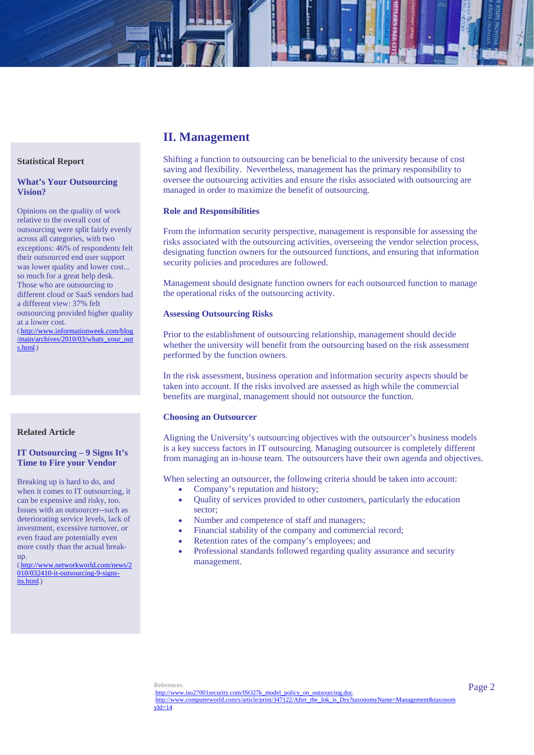## II. Management

Shifting a function to outsourcing can be beneficial to the university because of cost saving and flexibility. Nevertheless, management has the primary responsibility to oversee the outsourcing activities and ensure the risks associated with outsourcing are managed in order to maximize the benefit of outsourcing.

### Role and Responsibilities

From the information security perspective, management is responsible for assessing the risks associated with the outsourcing activities, overseeing the vendor selection process, designating function owners for the outsourced functions, and ensuring that information security policies and procedures are followed.

Management should designate function owners for each outsourced function to manage the operational risks of the outsourcing activity.

### Assessing Outsourcing Risks

Prior to the establishment of outsourcing relationship, management should decide whether the university will benefit from the outsourcing based on the risk assessment performed by the function owners.

In the risk assessment, business operation and information security aspects should be taken into account. If the risks involved are assessed as high while the commercial benefits are marginal, management should not outsource the function.

### Choosing an Outsourcer

Aligning the University's outsourcing objectives with the outsourcer's business models is a key success factors in IT outsourcing. Managing outsourcer is completely different from managing an in-house team. The outsourcers have their own agenda and objectives.

When selecting an outsourcer, the following criteria should be taken into account:

- Company's reputation and history;
- Quality of services provided to other customers, particularly the education sector;
- Number and competence of staff and managers;
- Financial stability of the company and commercial record;
- Retention rates of the company's employees; and
- Professional standards followed regarding quality assurance and security management.

**Statistical Report**

**What's Your Outsourcing Vision?**

Opinions on the quality of work relative to the overall cost of outsourcing were split fairly evenly across all categories, with two exceptions: 46% of respondents felt their outsourced end user support was lower quality and lower cost... so much for a great help desk. Those who are outsourcing to different cloud or SaaS vendors had a different view: 37% felt outsourcing provided higher quality at a lower cost.
(http://www.informationweek.com/blog/main/archives/2010/03/whats_your_outs.html)

**Related Article**

**IT Outsourcing – 9 Signs It's Time to Fire your Vendor**

Breaking up is hard to do, and when it comes to IT outsourcing, it can be expensive and risky, too. Issues with an outsourcer--such as deteriorating service levels, lack of investment, excessive turnover, or even fraud are potentially even more costly than the actual break-up.
(http://www.networkworld.com/news/2010/032410-it-outsourcing-9-signs-its.html)

References:
http://www.iso27001security.com/ISO27k_model_policy_on_outsourcing.doc
http://www.computerworld.com/s/article/print/347122/After_the_Ink_is_Dry?taxonomyName=Management&taxonomyId=14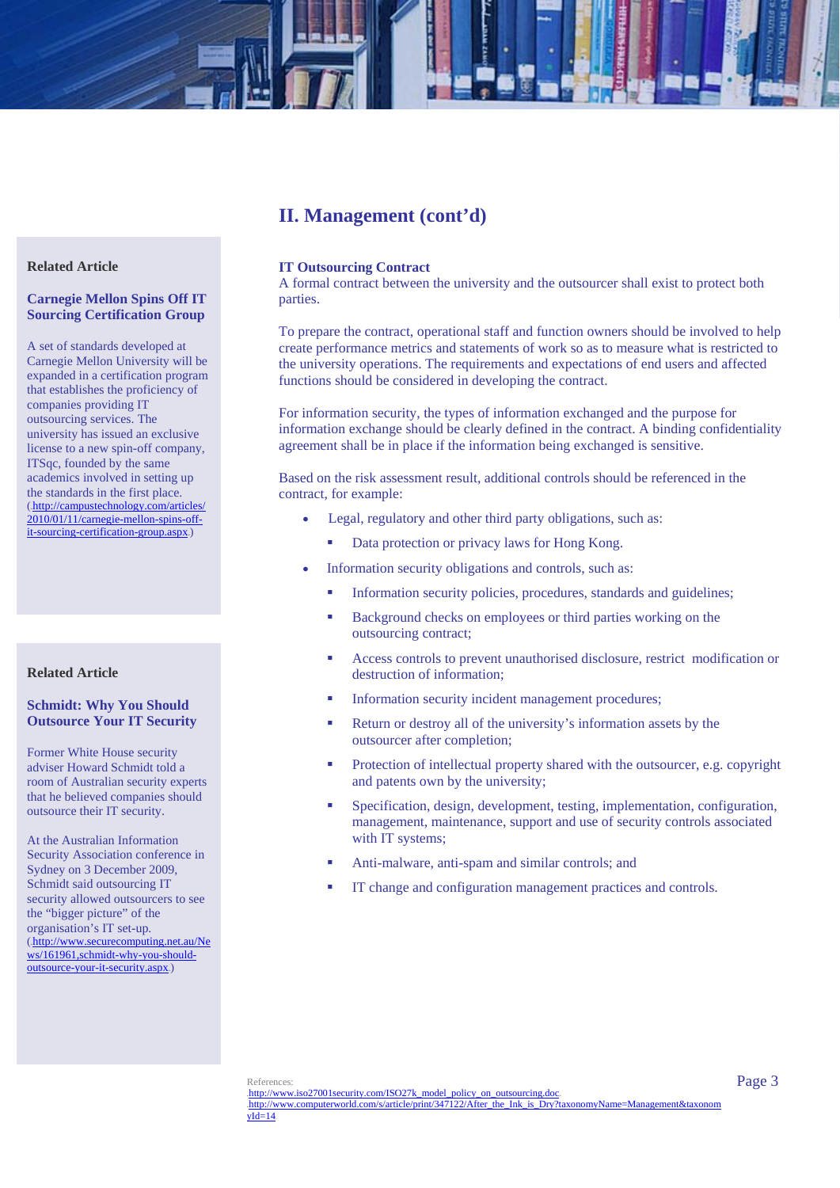## II. Management (cont'd)

### IT Outsourcing Contract

A formal contract between the university and the outsourcer shall exist to protect both parties.

To prepare the contract, operational staff and function owners should be involved to help create performance metrics and statements of work so as to measure what is restricted to the university operations. The requirements and expectations of end users and affected functions should be considered in developing the contract.

For information security, the types of information exchanged and the purpose for information exchange should be clearly defined in the contract. A binding confidentiality agreement shall be in place if the information being exchanged is sensitive.

Based on the risk assessment result, additional controls should be referenced in the contract, for example:

- Legal, regulatory and other third party obligations, such as:
  - Data protection or privacy laws for Hong Kong.
- Information security obligations and controls, such as:
  - Information security policies, procedures, standards and guidelines;
  - Background checks on employees or third parties working on the outsourcing contract;
  - Access controls to prevent unauthorised disclosure, restrict modification or destruction of information;
  - Information security incident management procedures;
  - Return or destroy all of the university's information assets by the outsourcer after completion;
  - Protection of intellectual property shared with the outsourcer, e.g. copyright and patents own by the university;
  - Specification, design, development, testing, implementation, configuration, management, maintenance, support and use of security controls associated with IT systems;
  - Anti-malware, anti-spam and similar controls; and
  - IT change and configuration management practices and controls.

References:
http://www.iso27001security.com/ISO27k_model_policy_on_outsourcing.doc
http://www.computerworld.com/s/article/print/347122/After_the_Ink_is_Dry?taxonomyName=Management&taxonomyId=14

---

**Related Article**

### Carnegie Mellon Spins Off IT Sourcing Certification Group

A set of standards developed at Carnegie Mellon University will be expanded in a certification program that establishes the proficiency of companies providing IT outsourcing services. The university has issued an exclusive license to a new spin-off company, ITSqc, founded by the same academics involved in setting up the standards in the first place. (http://campustechnology.com/articles/2010/01/11/carnegie-mellon-spins-off-it-sourcing-certification-group.aspx)

**Related Article**

### Schmidt: Why You Should Outsource Your IT Security

Former White House security adviser Howard Schmidt told a room of Australian security experts that he believed companies should outsource their IT security.

At the Australian Information Security Association conference in Sydney on 3 December 2009, Schmidt said outsourcing IT security allowed outsourcers to see the "bigger picture" of the organisation's IT set-up. (http://www.securecomputing.net.au/News/161961,schmidt-why-you-should-outsource-your-it-security.aspx)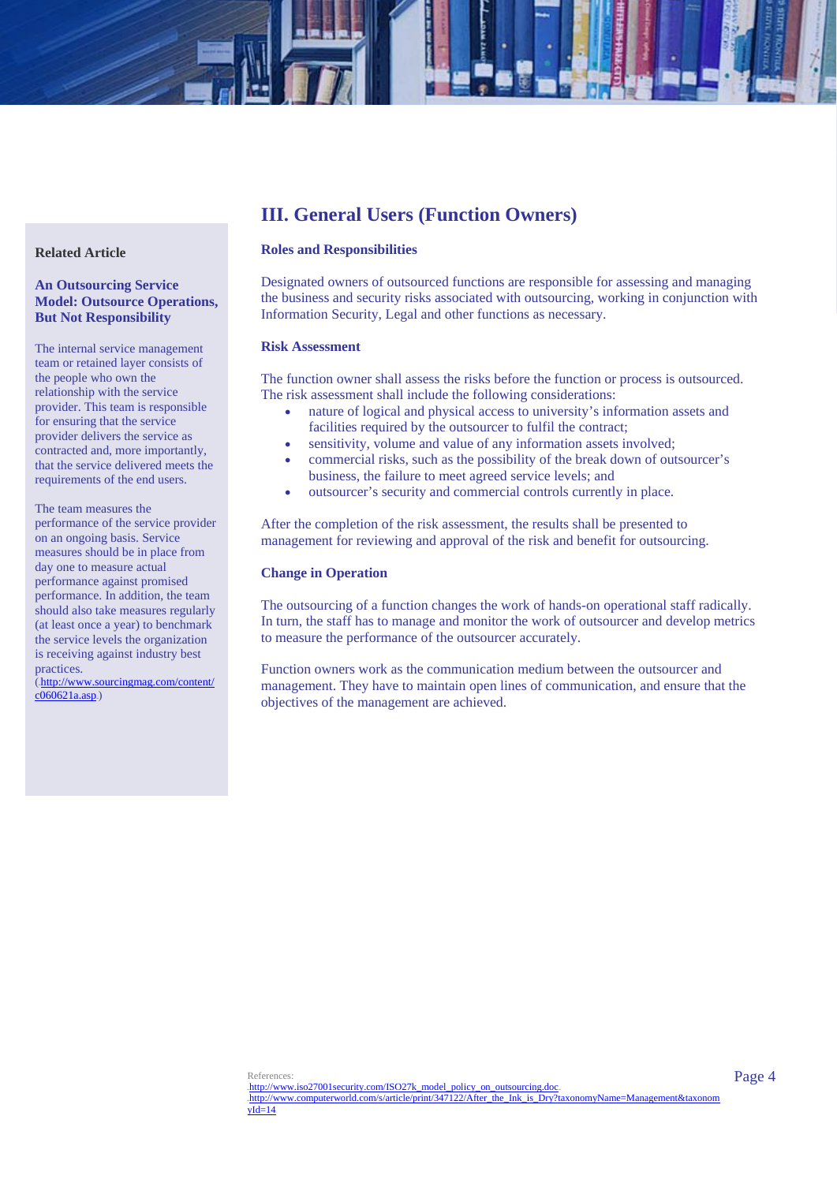## III. General Users (Function Owners)

### Roles and Responsibilities

Designated owners of outsourced functions are responsible for assessing and managing the business and security risks associated with outsourcing, working in conjunction with Information Security, Legal and other functions as necessary.

### Risk Assessment

The function owner shall assess the risks before the function or process is outsourced. The risk assessment shall include the following considerations:

- nature of logical and physical access to university's information assets and facilities required by the outsourcer to fulfil the contract;
- sensitivity, volume and value of any information assets involved;
- commercial risks, such as the possibility of the break down of outsourcer's business, the failure to meet agreed service levels; and
- outsourcer's security and commercial controls currently in place.

After the completion of the risk assessment, the results shall be presented to management for reviewing and approval of the risk and benefit for outsourcing.

### Change in Operation

The outsourcing of a function changes the work of hands-on operational staff radically. In turn, the staff has to manage and monitor the work of outsourcer and develop metrics to measure the performance of the outsourcer accurately.

Function owners work as the communication medium between the outsourcer and management. They have to maintain open lines of communication, and ensure that the objectives of the management are achieved.

**Related Article**

**An Outsourcing Service Model: Outsource Operations, But Not Responsibility**

The internal service management team or retained layer consists of the people who own the relationship with the service provider. This team is responsible for ensuring that the service provider delivers the service as contracted and, more importantly, that the service delivered meets the requirements of the end users.

The team measures the performance of the service provider on an ongoing basis. Service measures should be in place from day one to measure actual performance against promised performance. In addition, the team should also take measures regularly (at least once a year) to benchmark the service levels the organization is receiving against industry best practices.
(http://www.sourcingmag.com/content/c060621a.asp)

References:
http://www.iso27001security.com/ISO27k_model_policy_on_outsourcing.doc
http://www.computerworld.com/s/article/print/347122/After_the_Ink_is_Dry?taxonomyName=Management&taxonomyId=14